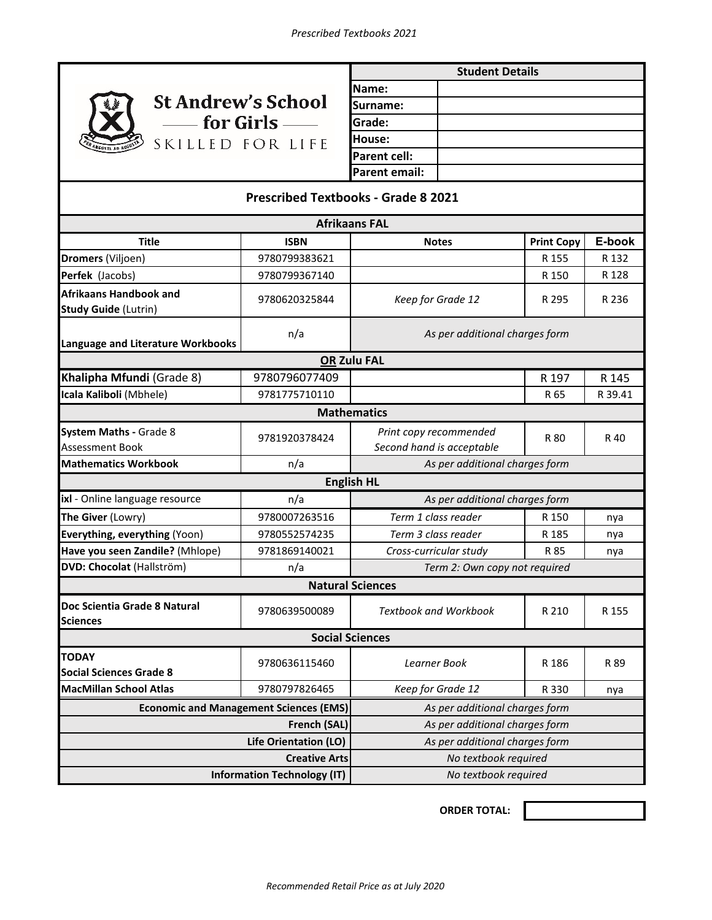**St Andrew's School for Girls**
SKILLED FOR LIFE

| Student Details | |
|---|---|
| Name: | |
| Surname: | |
| Grade: | |
| House: | |
| Parent cell: | |
| Parent email: | |

## Prescribed Textbooks - Grade 8 2021

| Title | ISBN | Notes | Print Copy | E-book |
|---|---|---|---|---|
| **Afrikaans FAL** | | | | |
| **Dromers** (Viljoen) | 9780799383621 | | R 155 | R 132 |
| **Perfek** (Jacobs) | 9780799367140 | | R 150 | R 128 |
| **Afrikaans Handbook and Study Guide** (Lutrin) | 9780620325844 | *Keep for Grade 12* | R 295 | R 236 |
| **Language and Literature Workbooks** | n/a | *As per additional charges form* | | |
| **OR Zulu FAL** | | | | |
| **Khalipha Mfundi** (Grade 8) | 9780796077409 | | R 197 | R 145 |
| **Icala Kaliboli** (Mbhele) | 9781775710110 | | R 65 | R 39.41 |
| **Mathematics** | | | | |
| **System Maths -** Grade 8 Assessment Book | 9781920378424 | *Print copy recommended Second hand is acceptable* | R 80 | R 40 |
| **Mathematics Workbook** | n/a | *As per additional charges form* | | |
| **English HL** | | | | |
| **ixl** - Online language resource | n/a | *As per additional charges form* | | |
| **The Giver** (Lowry) | 9780007263516 | *Term 1 class reader* | R 150 | nya |
| **Everything, everything** (Yoon) | 9780552574235 | *Term 3 class reader* | R 185 | nya |
| **Have you seen Zandile?** (Mhlope) | 9781869140021 | *Cross-curricular study* | R 85 | nya |
| **DVD: Chocolat** (Hallström) | n/a | *Term 2: Own copy not required* | | |
| **Natural Sciences** | | | | |
| **Doc Scientia Grade 8 Natural Sciences** | 9780639500089 | *Textbook and Workbook* | R 210 | R 155 |
| **Social Sciences** | | | | |
| **TODAY Social Sciences Grade 8** | 9780636115460 | *Learner Book* | R 186 | R 89 |
| **MacMillan School Atlas** | 9780797826465 | *Keep for Grade 12* | R 330 | nya |
| **Economic and Management Sciences (EMS)** | | *As per additional charges form* | | |
| **French (SAL)** | | *As per additional charges form* | | |
| **Life Orientation (LO)** | | *As per additional charges form* | | |
| **Creative Arts** | | *No textbook required* | | |
| **Information Technology (IT)** | | *No textbook required* | | |

**ORDER TOTAL:**

*Recommended Retail Price as at July 2020*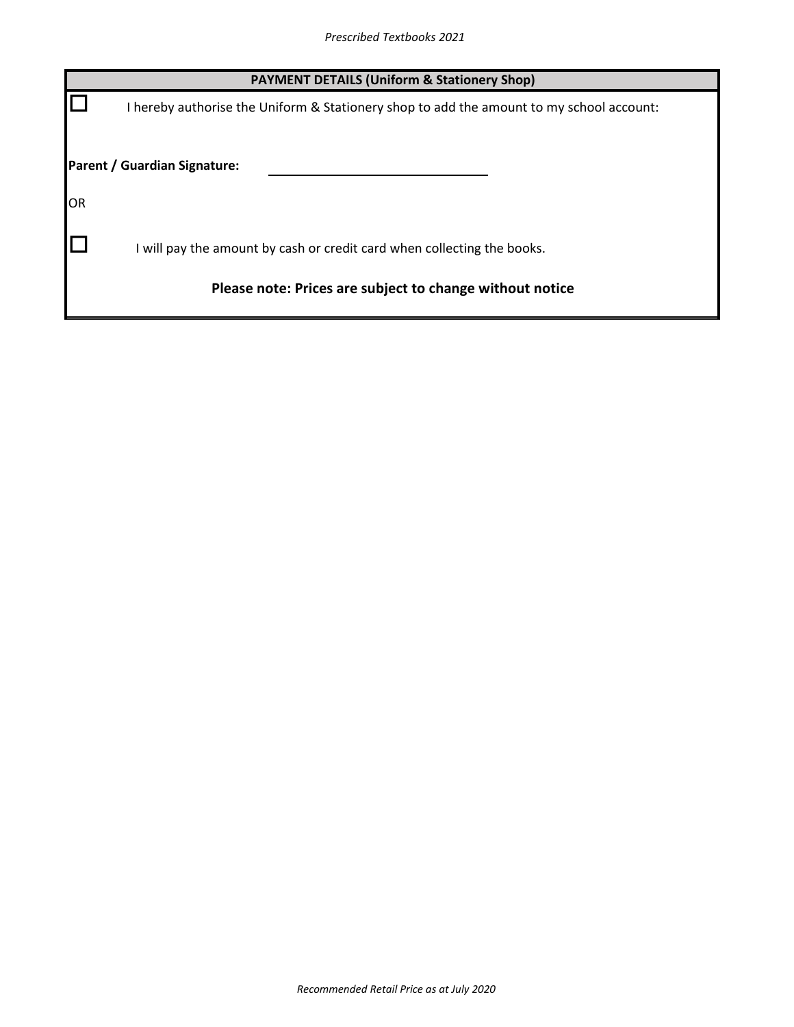## PAYMENT DETAILS (Uniform & Stationery Shop)

☐ I hereby authorise the Uniform & Stationery shop to add the amount to my school account:

**Parent / Guardian Signature:** ______________________________

OR

☐ I will pay the amount by cash or credit card when collecting the books.

**Please note: Prices are subject to change without notice**